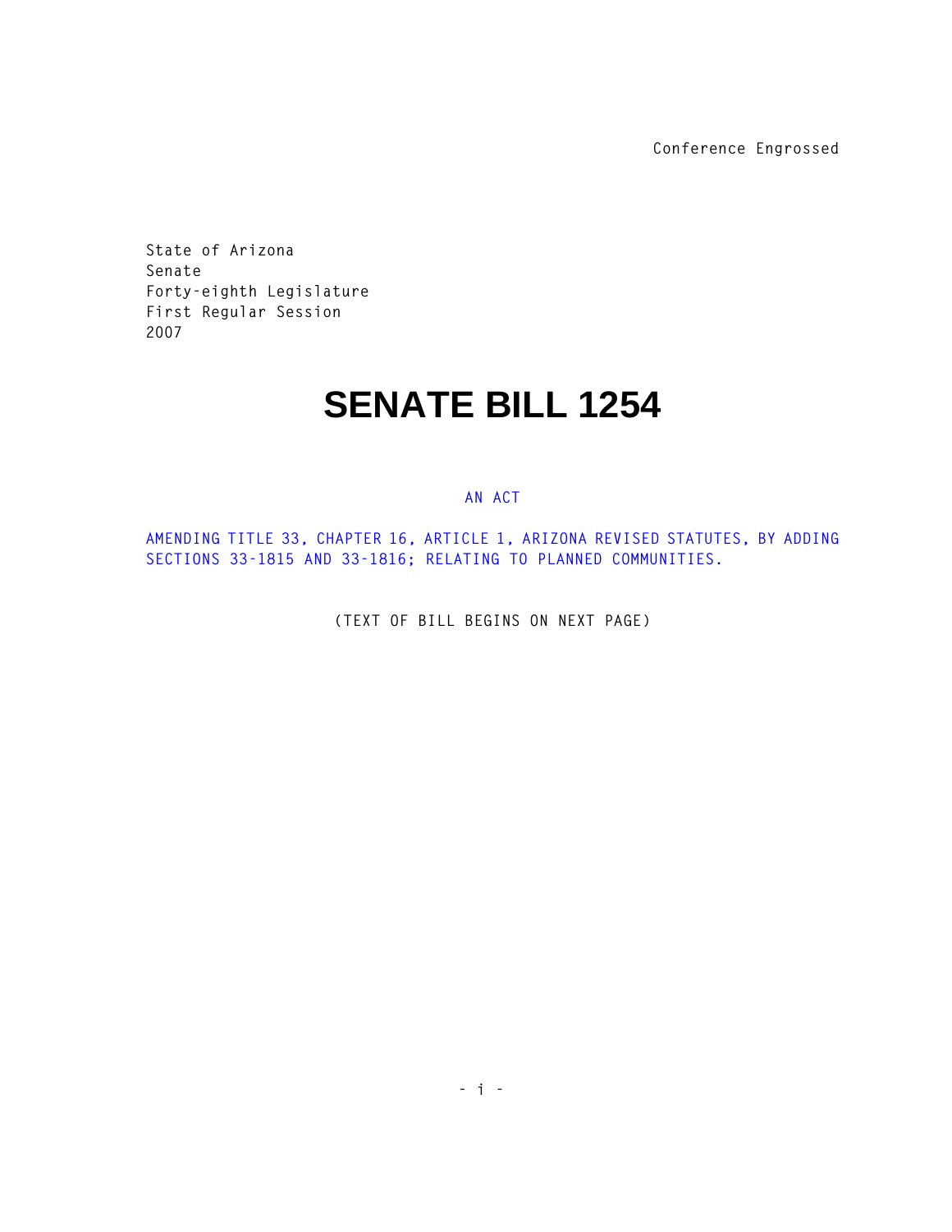Conference Engrossed

State of Arizona
Senate
Forty-eighth Legislature
First Regular Session
2007

# SENATE BILL 1254

AN ACT

AMENDING TITLE 33, CHAPTER 16, ARTICLE 1, ARIZONA REVISED STATUTES, BY ADDING SECTIONS 33-1815 AND 33-1816; RELATING TO PLANNED COMMUNITIES.

(TEXT OF BILL BEGINS ON NEXT PAGE)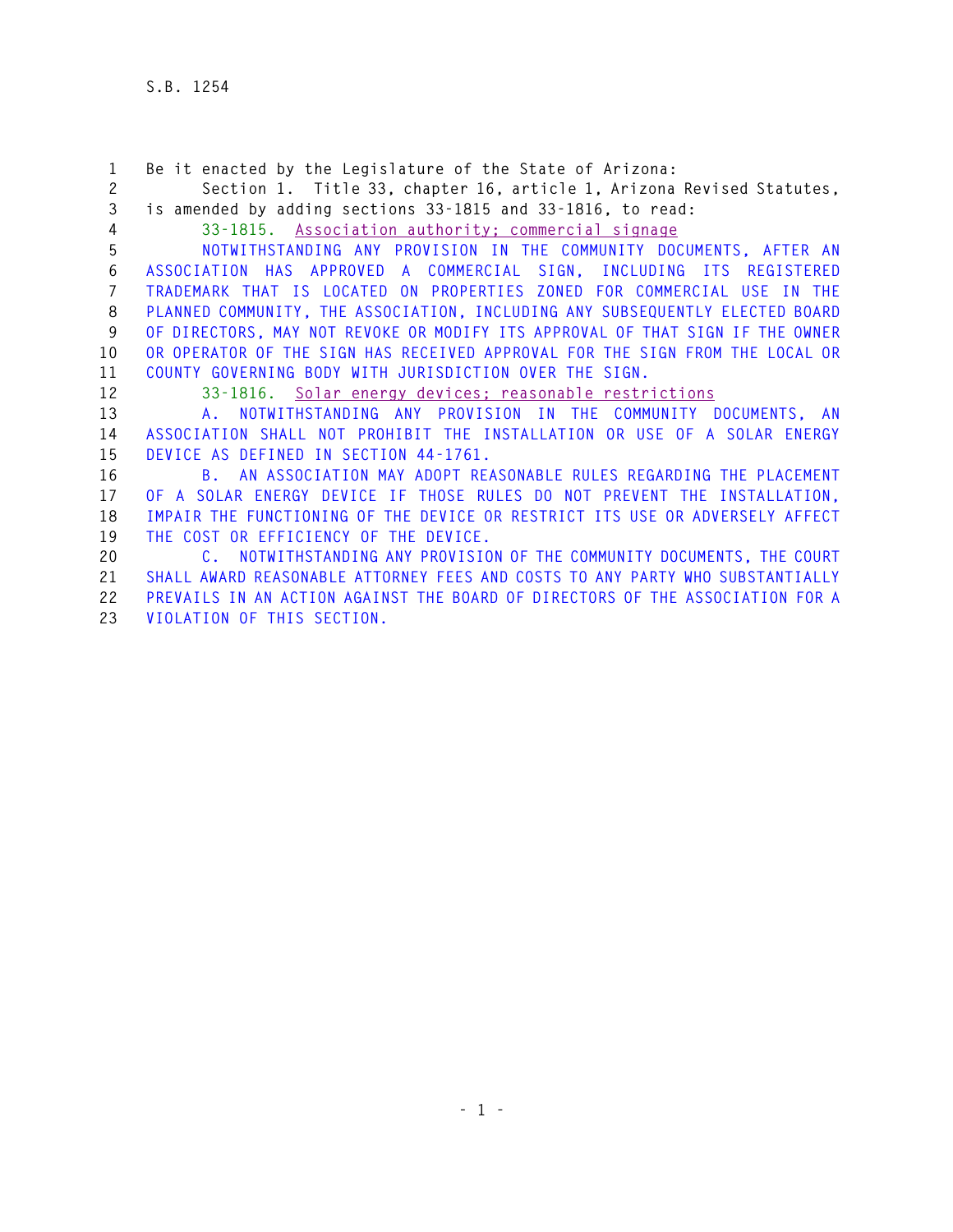S.B. 1254

Be it enacted by the Legislature of the State of Arizona:

Section 1. Title 33, chapter 16, article 1, Arizona Revised Statutes, is amended by adding sections 33-1815 and 33-1816, to read:

33-1815. Association authority; commercial signage

NOTWITHSTANDING ANY PROVISION IN THE COMMUNITY DOCUMENTS, AFTER AN ASSOCIATION HAS APPROVED A COMMERCIAL SIGN, INCLUDING ITS REGISTERED TRADEMARK THAT IS LOCATED ON PROPERTIES ZONED FOR COMMERCIAL USE IN THE PLANNED COMMUNITY, THE ASSOCIATION, INCLUDING ANY SUBSEQUENTLY ELECTED BOARD OF DIRECTORS, MAY NOT REVOKE OR MODIFY ITS APPROVAL OF THAT SIGN IF THE OWNER OR OPERATOR OF THE SIGN HAS RECEIVED APPROVAL FOR THE SIGN FROM THE LOCAL OR COUNTY GOVERNING BODY WITH JURISDICTION OVER THE SIGN.

33-1816. Solar energy devices; reasonable restrictions

A. NOTWITHSTANDING ANY PROVISION IN THE COMMUNITY DOCUMENTS, AN ASSOCIATION SHALL NOT PROHIBIT THE INSTALLATION OR USE OF A SOLAR ENERGY DEVICE AS DEFINED IN SECTION 44-1761.

B. AN ASSOCIATION MAY ADOPT REASONABLE RULES REGARDING THE PLACEMENT OF A SOLAR ENERGY DEVICE IF THOSE RULES DO NOT PREVENT THE INSTALLATION, IMPAIR THE FUNCTIONING OF THE DEVICE OR RESTRICT ITS USE OR ADVERSELY AFFECT THE COST OR EFFICIENCY OF THE DEVICE.

C. NOTWITHSTANDING ANY PROVISION OF THE COMMUNITY DOCUMENTS, THE COURT SHALL AWARD REASONABLE ATTORNEY FEES AND COSTS TO ANY PARTY WHO SUBSTANTIALLY PREVAILS IN AN ACTION AGAINST THE BOARD OF DIRECTORS OF THE ASSOCIATION FOR A VIOLATION OF THIS SECTION.